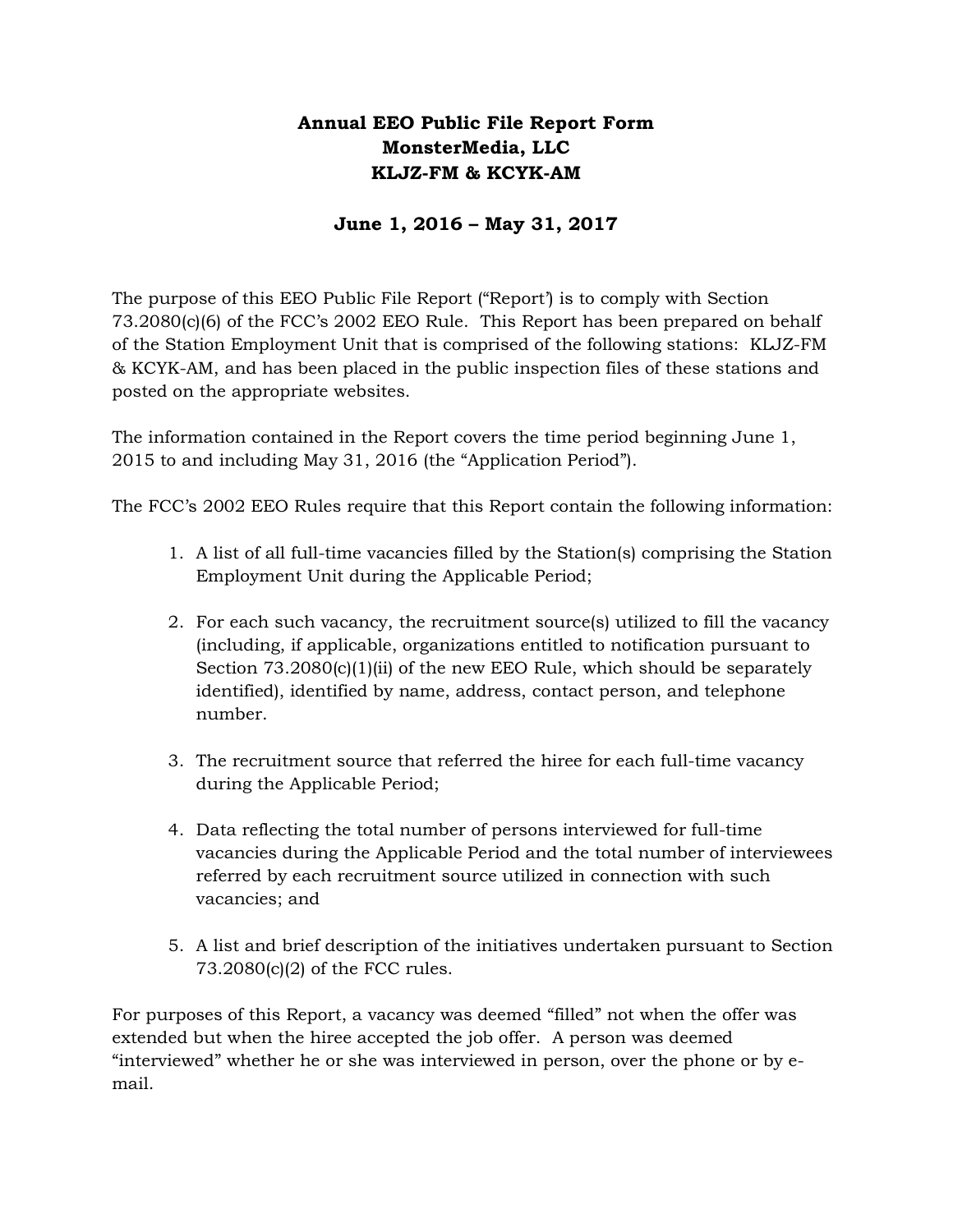**Annual EEO Public File Report Form**
**MonsterMedia, LLC**
**KLJZ-FM & KCYK-AM**

**June 1, 2016 – May 31, 2017**

The purpose of this EEO Public File Report ("Report') is to comply with Section 73.2080(c)(6) of the FCC's 2002 EEO Rule. This Report has been prepared on behalf of the Station Employment Unit that is comprised of the following stations: KLJZ-FM & KCYK-AM, and has been placed in the public inspection files of these stations and posted on the appropriate websites.

The information contained in the Report covers the time period beginning June 1, 2015 to and including May 31, 2016 (the "Application Period").

The FCC's 2002 EEO Rules require that this Report contain the following information:

1. A list of all full-time vacancies filled by the Station(s) comprising the Station Employment Unit during the Applicable Period;

2. For each such vacancy, the recruitment source(s) utilized to fill the vacancy (including, if applicable, organizations entitled to notification pursuant to Section 73.2080(c)(1)(ii) of the new EEO Rule, which should be separately identified), identified by name, address, contact person, and telephone number.

3. The recruitment source that referred the hiree for each full-time vacancy during the Applicable Period;

4. Data reflecting the total number of persons interviewed for full-time vacancies during the Applicable Period and the total number of interviewees referred by each recruitment source utilized in connection with such vacancies; and

5. A list and brief description of the initiatives undertaken pursuant to Section 73.2080(c)(2) of the FCC rules.

For purposes of this Report, a vacancy was deemed "filled" not when the offer was extended but when the hiree accepted the job offer. A person was deemed "interviewed" whether he or she was interviewed in person, over the phone or by e-mail.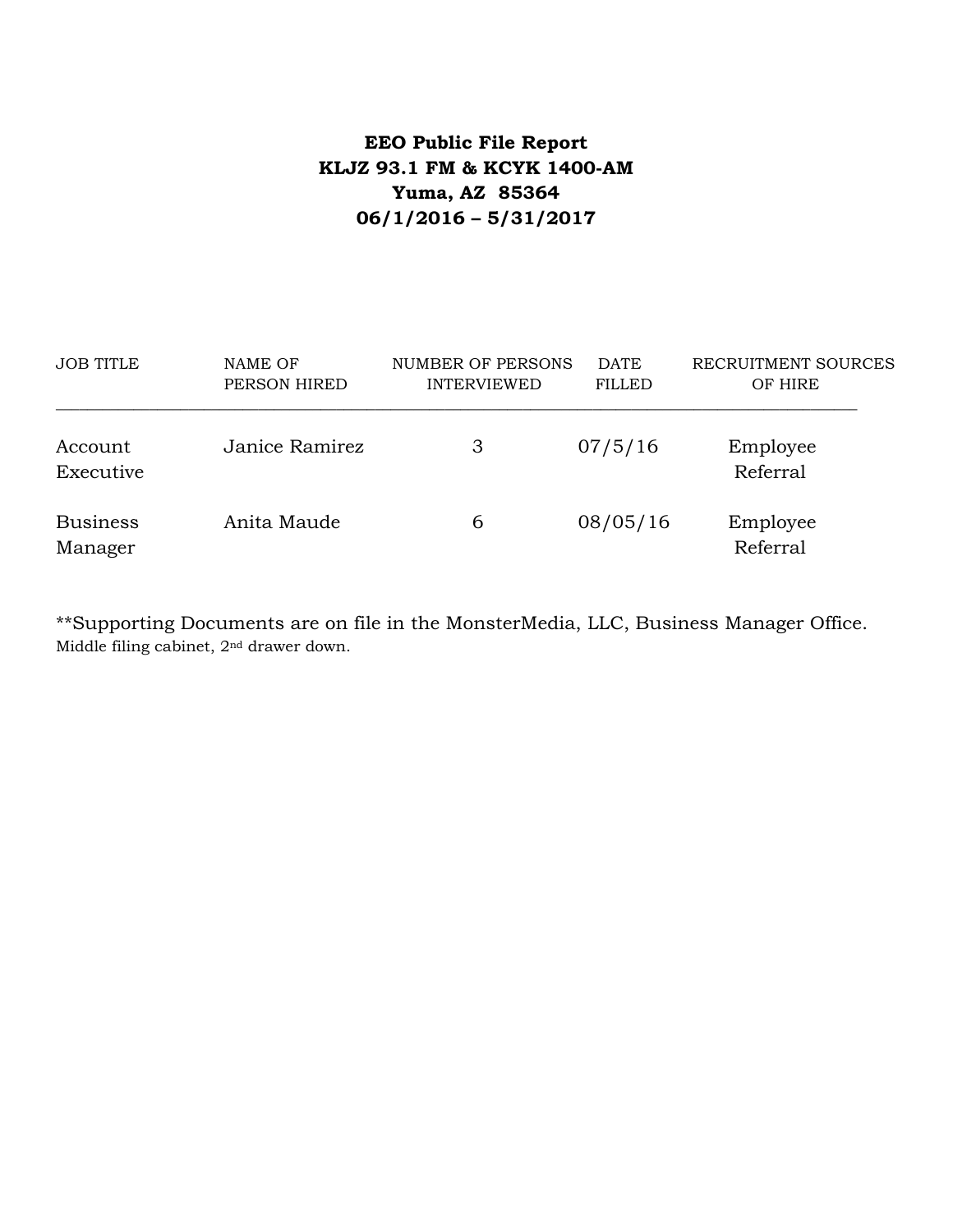**EEO Public File Report**
**KLJZ 93.1 FM & KCYK 1400-AM**
**Yuma, AZ 85364**
**06/1/2016 – 5/31/2017**

| JOB TITLE | NAME OF PERSON HIRED | NUMBER OF PERSONS INTERVIEWED | DATE FILLED | RECRUITMENT SOURCES OF HIRE |
|---|---|---|---|---|
| Account Executive | Janice Ramirez | 3 | 07/5/16 | Employee Referral |
| Business Manager | Anita Maude | 6 | 08/05/16 | Employee Referral |

**Supporting Documents are on file in the MonsterMedia, LLC, Business Manager Office. Middle filing cabinet, 2nd drawer down.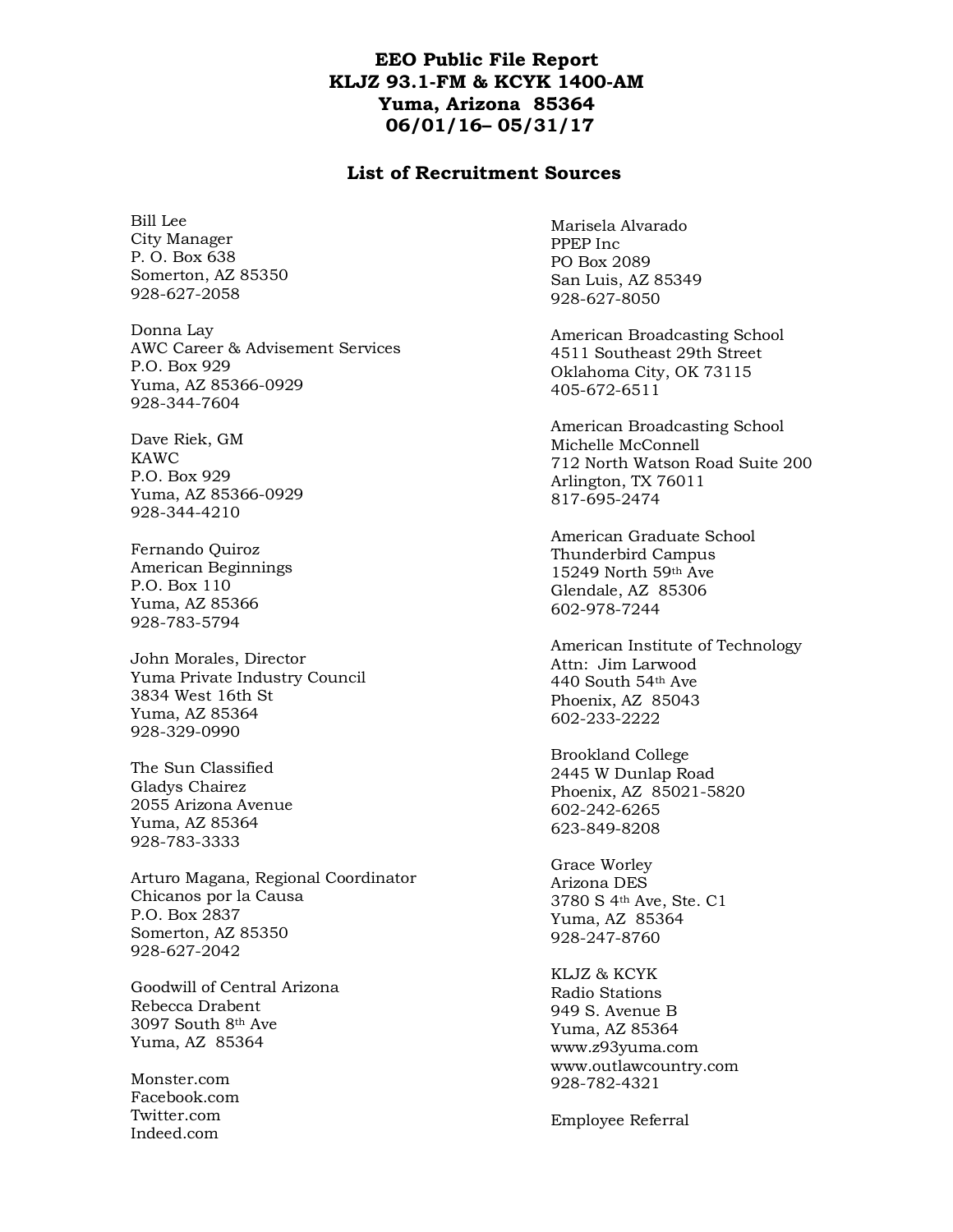# EEO Public File Report
# KLJZ 93.1-FM & KCYK 1400-AM
# Yuma, Arizona 85364
# 06/01/16– 05/31/17

## List of Recruitment Sources

Bill Lee
City Manager
P. O. Box 638
Somerton, AZ 85350
928-627-2058

Donna Lay
AWC Career & Advisement Services
P.O. Box 929
Yuma, AZ 85366-0929
928-344-7604

Dave Riek, GM
KAWC
P.O. Box 929
Yuma, AZ 85366-0929
928-344-4210

Fernando Quiroz
American Beginnings
P.O. Box 110
Yuma, AZ 85366
928-783-5794

John Morales, Director
Yuma Private Industry Council
3834 West 16th St
Yuma, AZ 85364
928-329-0990

The Sun Classified
Gladys Chairez
2055 Arizona Avenue
Yuma, AZ 85364
928-783-3333

Arturo Magana, Regional Coordinator
Chicanos por la Causa
P.O. Box 2837
Somerton, AZ 85350
928-627-2042

Goodwill of Central Arizona
Rebecca Drabent
3097 South 8th Ave
Yuma, AZ 85364

Monster.com
Facebook.com
Twitter.com
Indeed.com

Marisela Alvarado
PPEP Inc
PO Box 2089
San Luis, AZ 85349
928-627-8050

American Broadcasting School
4511 Southeast 29th Street
Oklahoma City, OK 73115
405-672-6511

American Broadcasting School
Michelle McConnell
712 North Watson Road Suite 200
Arlington, TX 76011
817-695-2474

American Graduate School
Thunderbird Campus
15249 North 59th Ave
Glendale, AZ 85306
602-978-7244

American Institute of Technology
Attn: Jim Larwood
440 South 54th Ave
Phoenix, AZ 85043
602-233-2222

Brookland College
2445 W Dunlap Road
Phoenix, AZ 85021-5820
602-242-6265
623-849-8208

Grace Worley
Arizona DES
3780 S 4th Ave, Ste. C1
Yuma, AZ 85364
928-247-8760

KLJZ & KCYK
Radio Stations
949 S. Avenue B
Yuma, AZ 85364
www.z93yuma.com
www.outlawcountry.com
928-782-4321

Employee Referral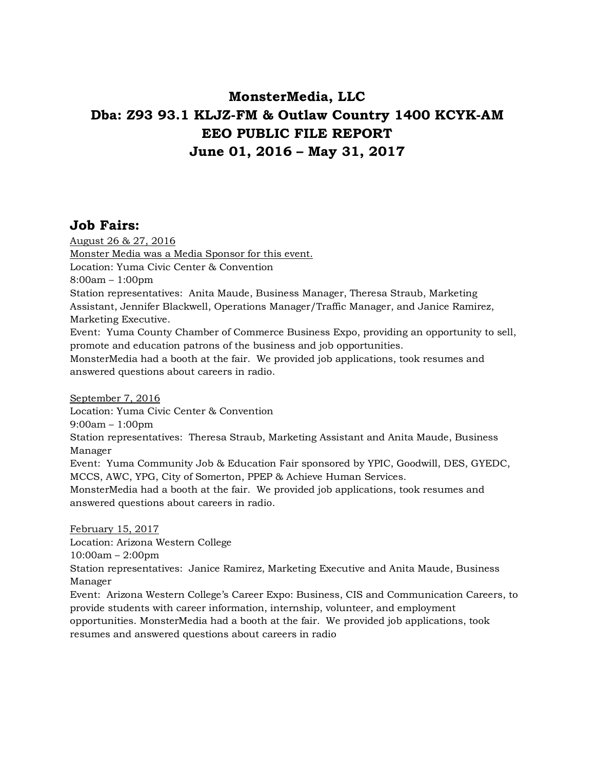# MonsterMedia, LLC
# Dba: Z93 93.1 KLJZ-FM & Outlaw Country 1400 KCYK-AM
# EEO PUBLIC FILE REPORT
# June 01, 2016 – May 31, 2017

## Job Fairs:

August 26 & 27, 2016
Monster Media was a Media Sponsor for this event.
Location: Yuma Civic Center & Convention
8:00am – 1:00pm
Station representatives: Anita Maude, Business Manager, Theresa Straub, Marketing Assistant, Jennifer Blackwell, Operations Manager/Traffic Manager, and Janice Ramirez, Marketing Executive.
Event: Yuma County Chamber of Commerce Business Expo, providing an opportunity to sell, promote and education patrons of the business and job opportunities.
MonsterMedia had a booth at the fair. We provided job applications, took resumes and answered questions about careers in radio.

September 7, 2016
Location: Yuma Civic Center & Convention
9:00am – 1:00pm
Station representatives: Theresa Straub, Marketing Assistant and Anita Maude, Business Manager
Event: Yuma Community Job & Education Fair sponsored by YPIC, Goodwill, DES, GYEDC, MCCS, AWC, YPG, City of Somerton, PPEP & Achieve Human Services.
MonsterMedia had a booth at the fair. We provided job applications, took resumes and answered questions about careers in radio.

February 15, 2017
Location: Arizona Western College
10:00am – 2:00pm
Station representatives: Janice Ramirez, Marketing Executive and Anita Maude, Business Manager
Event: Arizona Western College's Career Expo: Business, CIS and Communication Careers, to provide students with career information, internship, volunteer, and employment opportunities. MonsterMedia had a booth at the fair. We provided job applications, took resumes and answered questions about careers in radio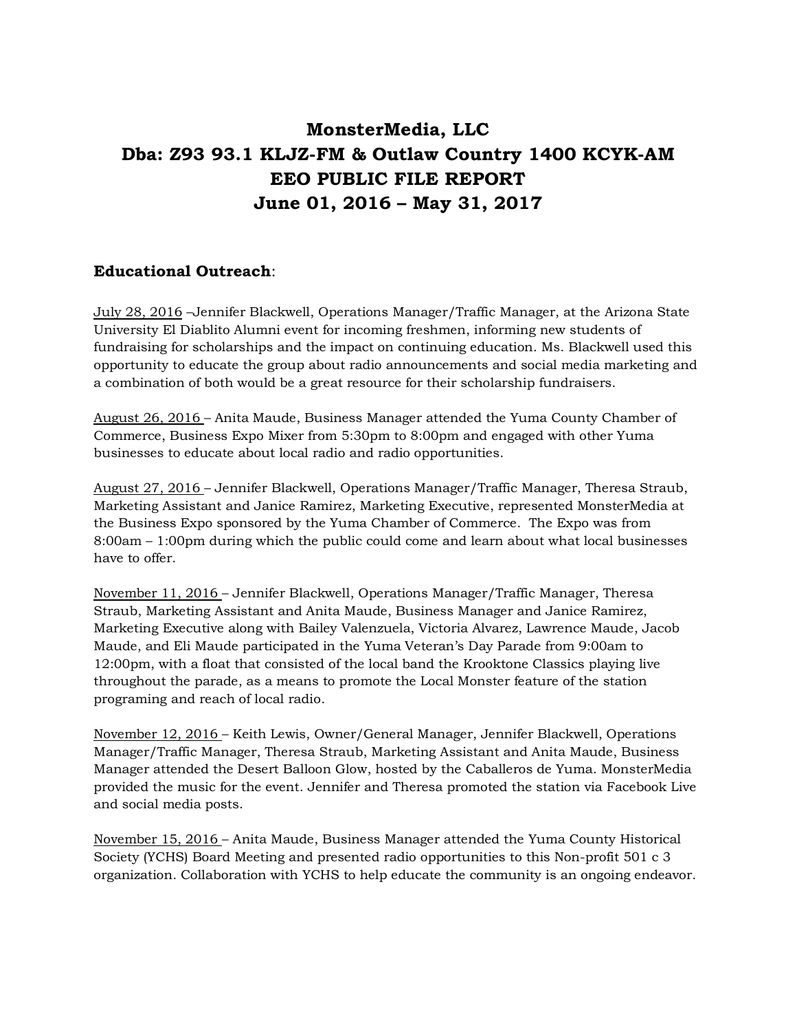# MonsterMedia, LLC
# Dba: Z93 93.1 KLJZ-FM & Outlaw Country 1400 KCYK-AM
# EEO PUBLIC FILE REPORT
# June 01, 2016 – May 31, 2017

**Educational Outreach**:

<u>July 28, 2016</u> –Jennifer Blackwell, Operations Manager/Traffic Manager, at the Arizona State University El Diablito Alumni event for incoming freshmen, informing new students of fundraising for scholarships and the impact on continuing education. Ms. Blackwell used this opportunity to educate the group about radio announcements and social media marketing and a combination of both would be a great resource for their scholarship fundraisers.

<u>August 26, 2016</u> – Anita Maude, Business Manager attended the Yuma County Chamber of Commerce, Business Expo Mixer from 5:30pm to 8:00pm and engaged with other Yuma businesses to educate about local radio and radio opportunities.

<u>August 27, 2016</u> – Jennifer Blackwell, Operations Manager/Traffic Manager, Theresa Straub, Marketing Assistant and Janice Ramirez, Marketing Executive, represented MonsterMedia at the Business Expo sponsored by the Yuma Chamber of Commerce. The Expo was from 8:00am – 1:00pm during which the public could come and learn about what local businesses have to offer.

<u>November 11, 2016</u> – Jennifer Blackwell, Operations Manager/Traffic Manager, Theresa Straub, Marketing Assistant and Anita Maude, Business Manager and Janice Ramirez, Marketing Executive along with Bailey Valenzuela, Victoria Alvarez, Lawrence Maude, Jacob Maude, and Eli Maude participated in the Yuma Veteran's Day Parade from 9:00am to 12:00pm, with a float that consisted of the local band the Krooktone Classics playing live throughout the parade, as a means to promote the Local Monster feature of the station programing and reach of local radio.

<u>November 12, 2016</u> – Keith Lewis, Owner/General Manager, Jennifer Blackwell, Operations Manager/Traffic Manager, Theresa Straub, Marketing Assistant and Anita Maude, Business Manager attended the Desert Balloon Glow, hosted by the Caballeros de Yuma. MonsterMedia provided the music for the event. Jennifer and Theresa promoted the station via Facebook Live and social media posts.

<u>November 15, 2016</u> – Anita Maude, Business Manager attended the Yuma County Historical Society (YCHS) Board Meeting and presented radio opportunities to this Non-profit 501 c 3 organization. Collaboration with YCHS to help educate the community is an ongoing endeavor.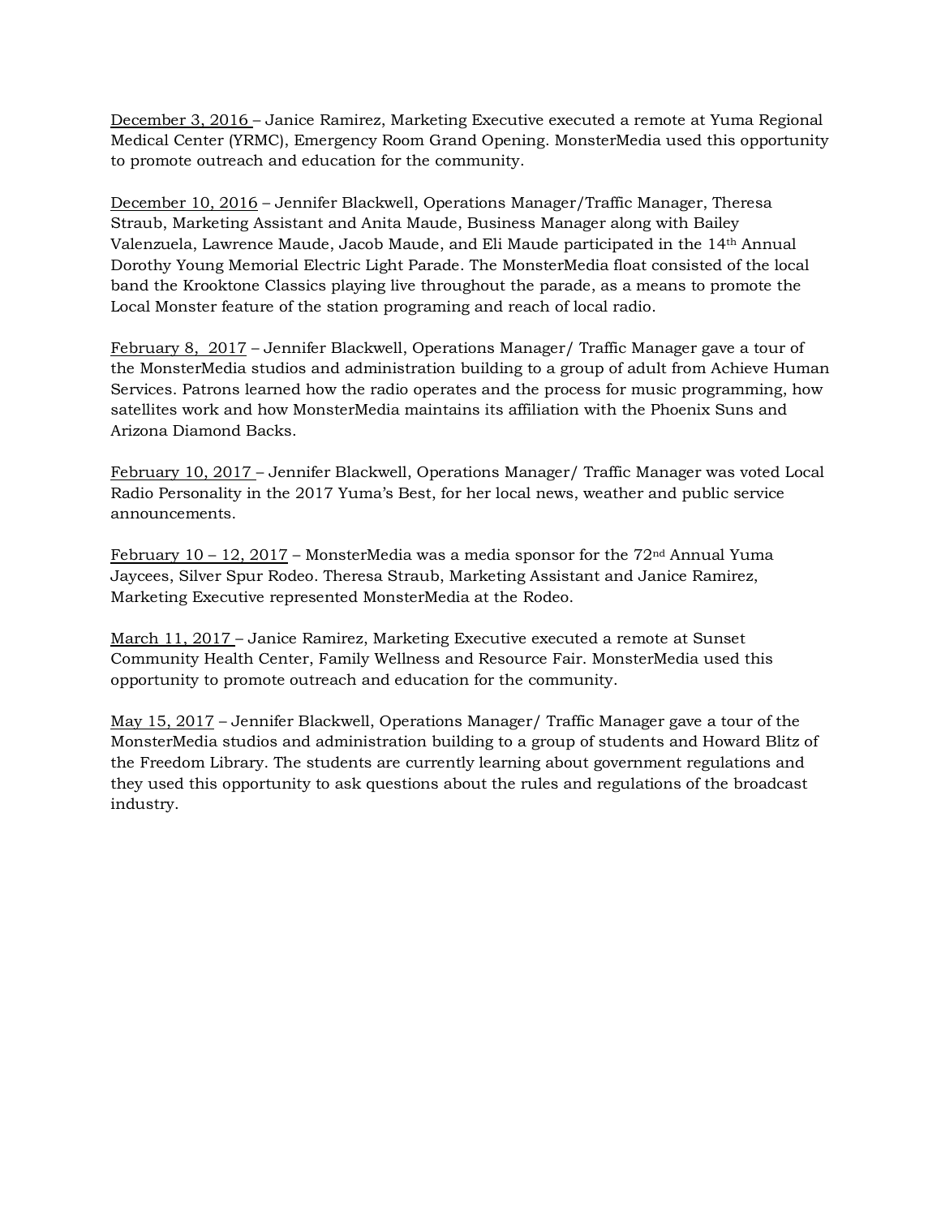December 3, 2016 – Janice Ramirez, Marketing Executive executed a remote at Yuma Regional Medical Center (YRMC), Emergency Room Grand Opening. MonsterMedia used this opportunity to promote outreach and education for the community.

December 10, 2016 – Jennifer Blackwell, Operations Manager/Traffic Manager, Theresa Straub, Marketing Assistant and Anita Maude, Business Manager along with Bailey Valenzuela, Lawrence Maude, Jacob Maude, and Eli Maude participated in the 14th Annual Dorothy Young Memorial Electric Light Parade. The MonsterMedia float consisted of the local band the Krooktone Classics playing live throughout the parade, as a means to promote the Local Monster feature of the station programing and reach of local radio.

February 8, 2017 – Jennifer Blackwell, Operations Manager/ Traffic Manager gave a tour of the MonsterMedia studios and administration building to a group of adult from Achieve Human Services. Patrons learned how the radio operates and the process for music programming, how satellites work and how MonsterMedia maintains its affiliation with the Phoenix Suns and Arizona Diamond Backs.

February 10, 2017 – Jennifer Blackwell, Operations Manager/ Traffic Manager was voted Local Radio Personality in the 2017 Yuma's Best, for her local news, weather and public service announcements.

February 10 – 12, 2017 – MonsterMedia was a media sponsor for the 72nd Annual Yuma Jaycees, Silver Spur Rodeo. Theresa Straub, Marketing Assistant and Janice Ramirez, Marketing Executive represented MonsterMedia at the Rodeo.

March 11, 2017 – Janice Ramirez, Marketing Executive executed a remote at Sunset Community Health Center, Family Wellness and Resource Fair. MonsterMedia used this opportunity to promote outreach and education for the community.

May 15, 2017 – Jennifer Blackwell, Operations Manager/ Traffic Manager gave a tour of the MonsterMedia studios and administration building to a group of students and Howard Blitz of the Freedom Library. The students are currently learning about government regulations and they used this opportunity to ask questions about the rules and regulations of the broadcast industry.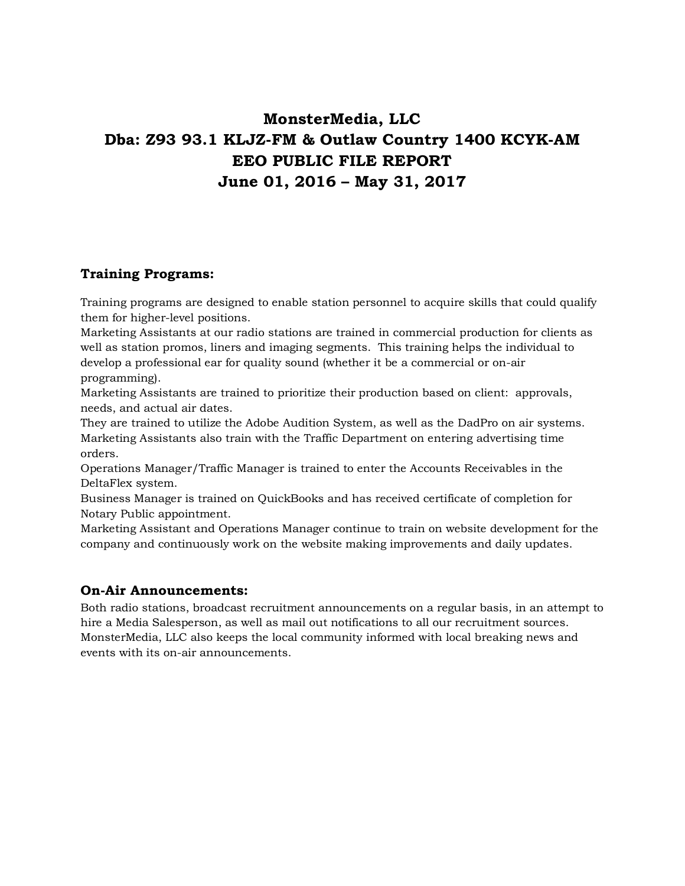# MonsterMedia, LLC
# Dba: Z93 93.1 KLJZ-FM & Outlaw Country 1400 KCYK-AM
# EEO PUBLIC FILE REPORT
# June 01, 2016 – May 31, 2017

## Training Programs:

Training programs are designed to enable station personnel to acquire skills that could qualify them for higher-level positions.
Marketing Assistants at our radio stations are trained in commercial production for clients as well as station promos, liners and imaging segments. This training helps the individual to develop a professional ear for quality sound (whether it be a commercial or on-air programming).
Marketing Assistants are trained to prioritize their production based on client: approvals, needs, and actual air dates.
They are trained to utilize the Adobe Audition System, as well as the DadPro on air systems.
Marketing Assistants also train with the Traffic Department on entering advertising time orders.
Operations Manager/Traffic Manager is trained to enter the Accounts Receivables in the DeltaFlex system.
Business Manager is trained on QuickBooks and has received certificate of completion for Notary Public appointment.
Marketing Assistant and Operations Manager continue to train on website development for the company and continuously work on the website making improvements and daily updates.

## On-Air Announcements:

Both radio stations, broadcast recruitment announcements on a regular basis, in an attempt to hire a Media Salesperson, as well as mail out notifications to all our recruitment sources. MonsterMedia, LLC also keeps the local community informed with local breaking news and events with its on-air announcements.